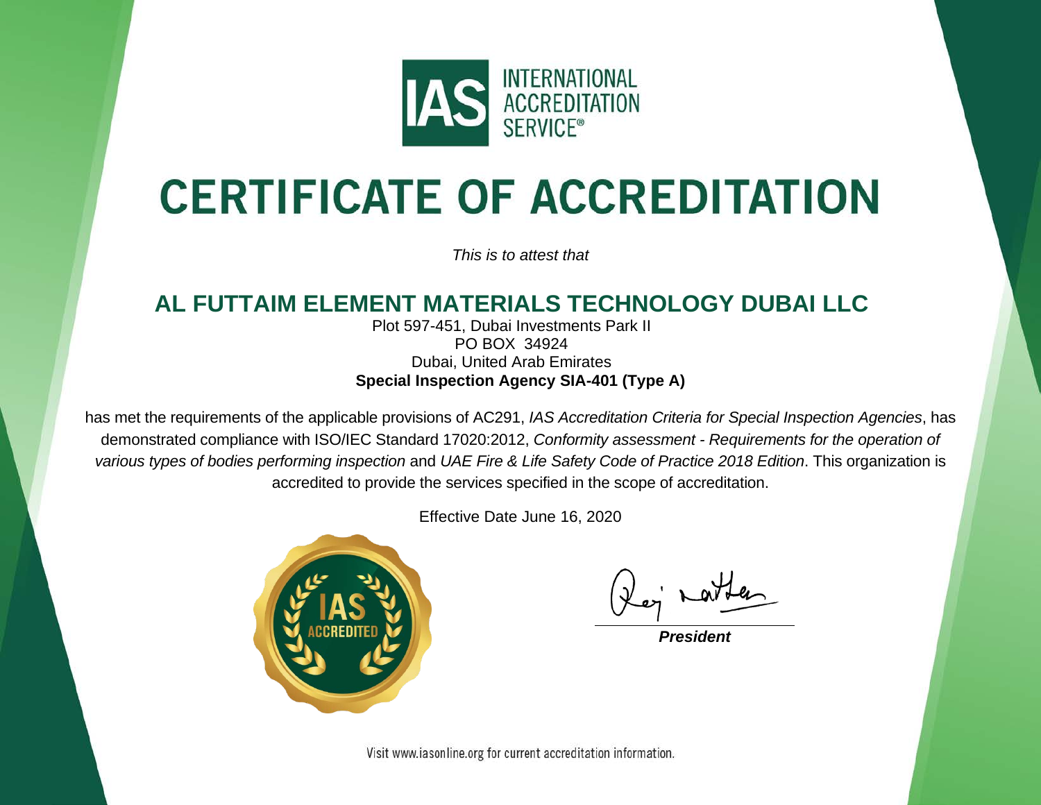IAS INTERNATIONAL ACCREDITATION SERVICE®

# CERTIFICATE OF ACCREDITATION

*This is to attest that*

## AL FUTTAIM ELEMENT MATERIALS TECHNOLOGY DUBAI LLC

Plot 597-451, Dubai Investments Park II
PO BOX 34924
Dubai, United Arab Emirates
**Special Inspection Agency SIA-401 (Type A)**

has met the requirements of the applicable provisions of AC291, *IAS Accreditation Criteria for Special Inspection Agencies*, has demonstrated compliance with ISO/IEC Standard 17020:2012, *Conformity assessment - Requirements for the operation of various types of bodies performing inspection* and *UAE Fire & Life Safety Code of Practice 2018 Edition*. This organization is accredited to provide the services specified in the scope of accreditation.

Effective Date June 16, 2020

IAS ACCREDITED

***President***

Visit www.iasonline.org for current accreditation information.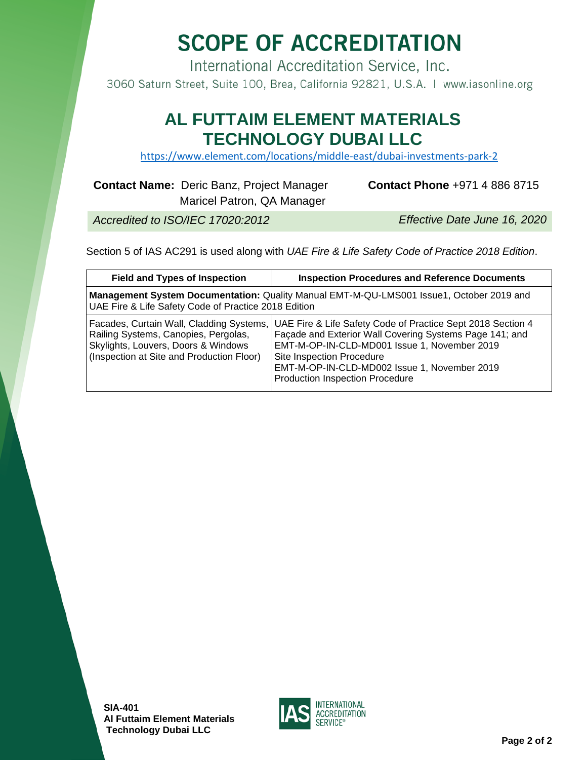# SCOPE OF ACCREDITATION

International Accreditation Service, Inc.

3060 Saturn Street, Suite 100, Brea, California 92821, U.S.A. | www.iasonline.org

## AL FUTTAIM ELEMENT MATERIALS TECHNOLOGY DUBAI LLC

https://www.element.com/locations/middle-east/dubai-investments-park-2

**Contact Name:** Deric Banz, Project Manager
Maricel Patron, QA Manager

**Contact Phone** +971 4 886 8715

*Accredited to ISO/IEC 17020:2012*

*Effective Date June 16, 2020*

Section 5 of IAS AC291 is used along with *UAE Fire & Life Safety Code of Practice 2018 Edition*.

| Field and Types of Inspection | Inspection Procedures and Reference Documents |
|---|---|
| **Management System Documentation:** Quality Manual EMT-M-QU-LMS001 Issue1, October 2019 and UAE Fire & Life Safety Code of Practice 2018 Edition | |
| Facades, Curtain Wall, Cladding Systems, Railing Systems, Canopies, Pergolas, Skylights, Louvers, Doors & Windows (Inspection at Site and Production Floor) | UAE Fire & Life Safety Code of Practice Sept 2018 Section 4 Façade and Exterior Wall Covering Systems Page 141; and EMT-M-OP-IN-CLD-MD001 Issue 1, November 2019 Site Inspection Procedure EMT-M-OP-IN-CLD-MD002 Issue 1, November 2019 Production Inspection Procedure |

**SIA-401**
**Al Futtaim Element Materials Technology Dubai LLC**